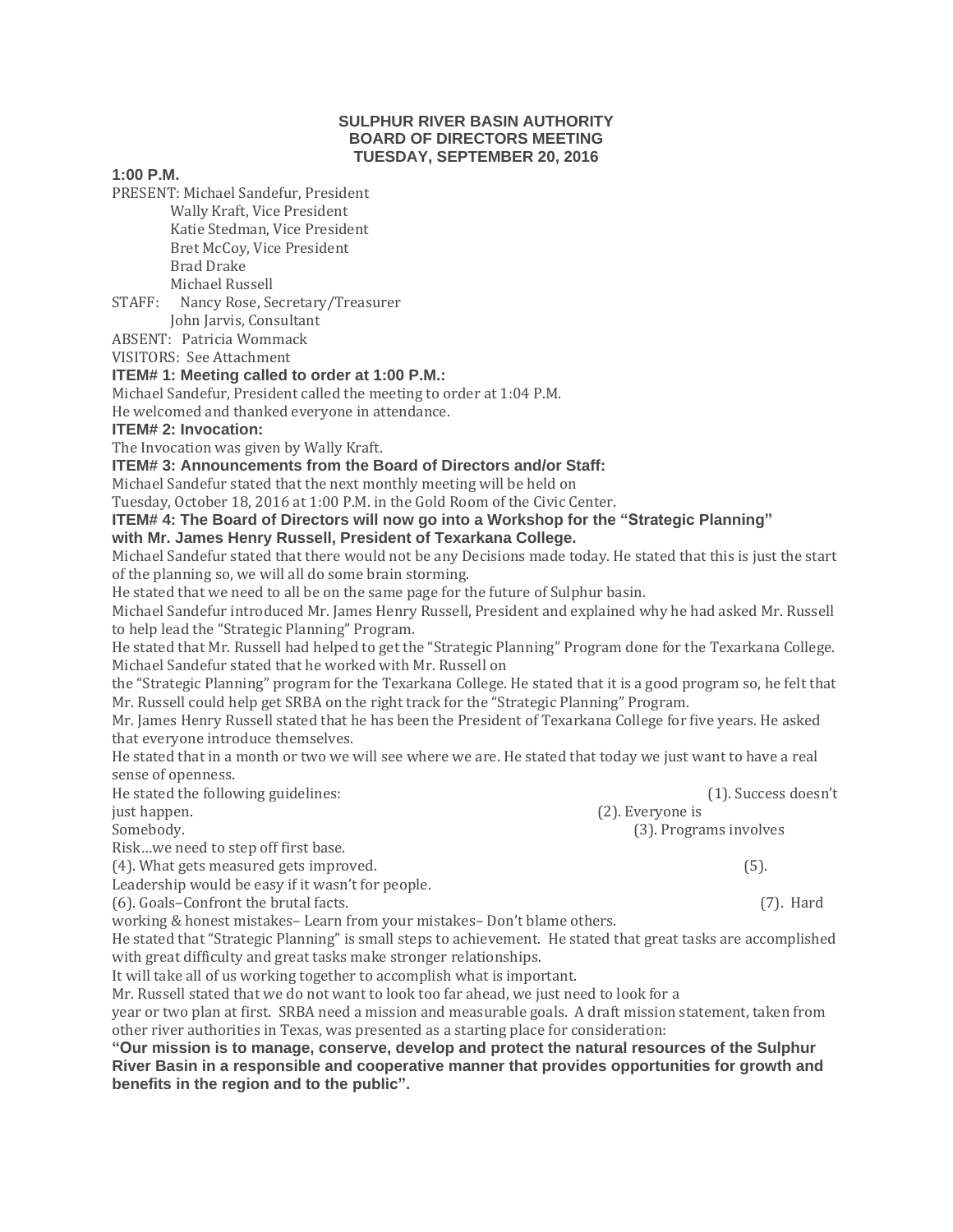**SULPHUR RIVER BASIN AUTHORITY**
**BOARD OF DIRECTORS MEETING**
**TUESDAY, SEPTEMBER 20, 2016**

**1:00 P.M.**

PRESENT: Michael Sandefur, President
Wally Kraft, Vice President
Katie Stedman, Vice President
Bret McCoy, Vice President
Brad Drake
Michael Russell

STAFF: Nancy Rose, Secretary/Treasurer
John Jarvis, Consultant

ABSENT: Patricia Wommack

VISITORS: See Attachment

**ITEM# 1: Meeting called to order at 1:00 P.M.:**

Michael Sandefur, President called the meeting to order at 1:04 P.M.
He welcomed and thanked everyone in attendance.

**ITEM# 2: Invocation:**

The Invocation was given by Wally Kraft.

**ITEM# 3: Announcements from the Board of Directors and/or Staff:**

Michael Sandefur stated that the next monthly meeting will be held on Tuesday, October 18, 2016 at 1:00 P.M. in the Gold Room of the Civic Center.

**ITEM# 4: The Board of Directors will now go into a Workshop for the "Strategic Planning" with Mr. James Henry Russell, President of Texarkana College.**

Michael Sandefur stated that there would not be any Decisions made today. He stated that this is just the start of the planning so, we will all do some brain storming.

He stated that we need to all be on the same page for the future of Sulphur basin.

Michael Sandefur introduced Mr. James Henry Russell, President and explained why he had asked Mr. Russell to help lead the "Strategic Planning" Program.

He stated that Mr. Russell had helped to get the "Strategic Planning" Program done for the Texarkana College. Michael Sandefur stated that he worked with Mr. Russell on the "Strategic Planning" program for the Texarkana College. He stated that it is a good program so, he felt that Mr. Russell could help get SRBA on the right track for the "Strategic Planning" Program.

Mr. James Henry Russell stated that he has been the President of Texarkana College for five years. He asked that everyone introduce themselves.

He stated that in a month or two we will see where we are. He stated that today we just want to have a real sense of openness.

He stated the following guidelines: (1). Success doesn't just happen. (2). Everyone is Somebody. (3). Programs involves Risk…we need to step off first base.
(4). What gets measured gets improved. (5). Leadership would be easy if it wasn't for people.
(6). Goals– Confront the brutal facts. (7). Hard working & honest mistakes– Learn from your mistakes– Don't blame others.

He stated that "Strategic Planning" is small steps to achievement. He stated that great tasks are accomplished with great difficulty and great tasks make stronger relationships.

It will take all of us working together to accomplish what is important.

Mr. Russell stated that we do not want to look too far ahead, we just need to look for a year or two plan at first. SRBA need a mission and measurable goals. A draft mission statement, taken from other river authorities in Texas, was presented as a starting place for consideration:

**"Our mission is to manage, conserve, develop and protect the natural resources of the Sulphur River Basin in a responsible and cooperative manner that provides opportunities for growth and benefits in the region and to the public".**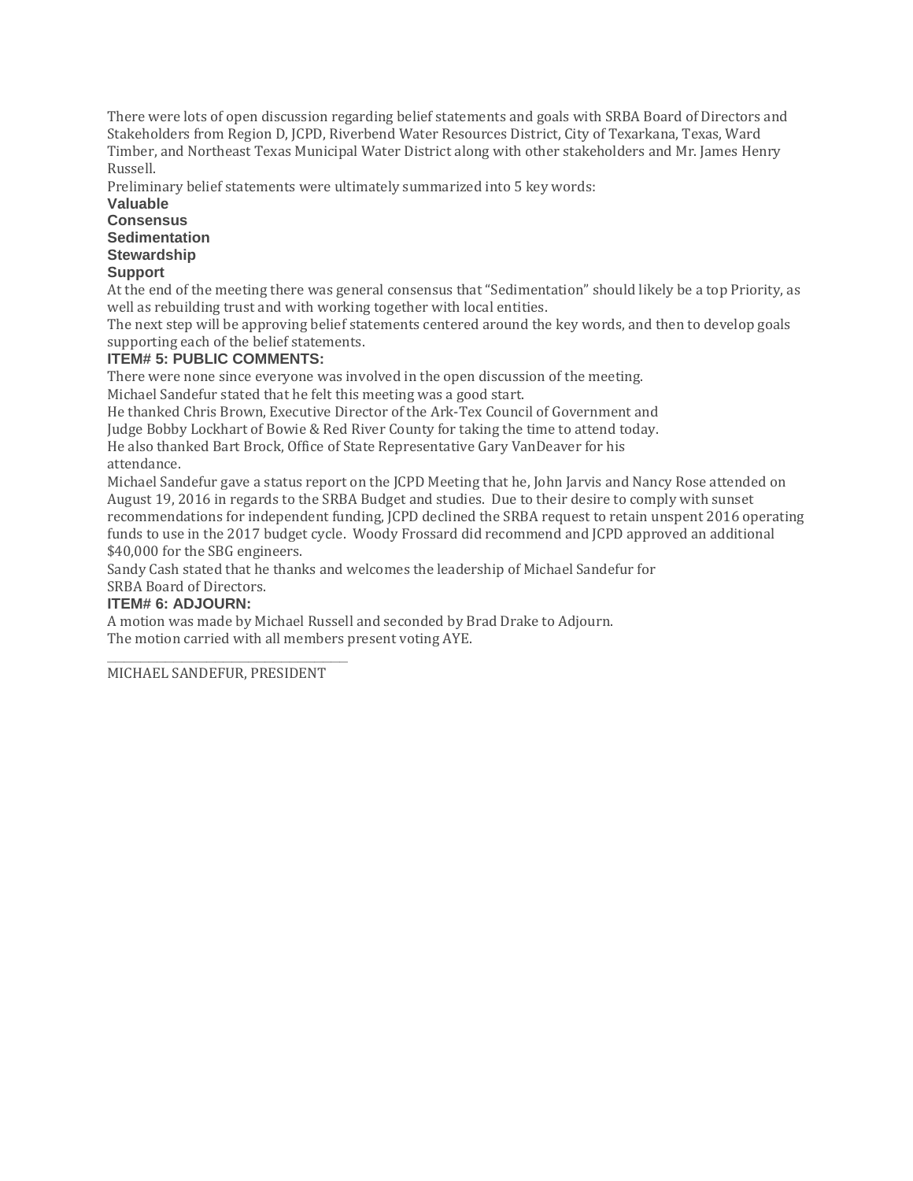There were lots of open discussion regarding belief statements and goals with SRBA Board of Directors and Stakeholders from Region D, JCPD, Riverbend Water Resources District, City of Texarkana, Texas, Ward Timber, and Northeast Texas Municipal Water District along with other stakeholders and Mr. James Henry Russell.

Preliminary belief statements were ultimately summarized into 5 key words:

**Valuable**
**Consensus**
**Sedimentation**
**Stewardship**
**Support**

At the end of the meeting there was general consensus that "Sedimentation" should likely be a top Priority, as well as rebuilding trust and with working together with local entities.

The next step will be approving belief statements centered around the key words, and then to develop goals supporting each of the belief statements.

**ITEM# 5: PUBLIC COMMENTS:**

There were none since everyone was involved in the open discussion of the meeting.

Michael Sandefur stated that he felt this meeting was a good start.

He thanked Chris Brown, Executive Director of the Ark-Tex Council of Government and Judge Bobby Lockhart of Bowie & Red River County for taking the time to attend today.

He also thanked Bart Brock, Office of State Representative Gary VanDeaver for his attendance.

Michael Sandefur gave a status report on the JCPD Meeting that he, John Jarvis and Nancy Rose attended on August 19, 2016 in regards to the SRBA Budget and studies. Due to their desire to comply with sunset recommendations for independent funding, JCPD declined the SRBA request to retain unspent 2016 operating funds to use in the 2017 budget cycle. Woody Frossard did recommend and JCPD approved an additional $40,000 for the SBG engineers.

Sandy Cash stated that he thanks and welcomes the leadership of Michael Sandefur for SRBA Board of Directors.

**ITEM# 6: ADJOURN:**

A motion was made by Michael Russell and seconded by Brad Drake to Adjourn.

The motion carried with all members present voting AYE.

\_\_\_\_\_\_\_\_\_\_\_\_\_\_\_\_\_\_\_\_\_\_\_\_\_\_\_\_\_\_\_\_\_\_\_\_\_\_

MICHAEL SANDEFUR, PRESIDENT